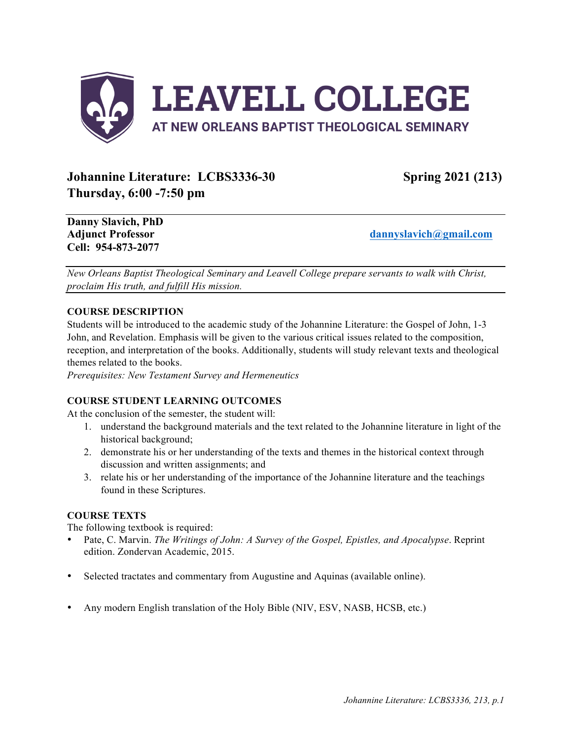# LEAVELL COLLEGE

AT NEW ORLEANS BAPTIST THEOLOGICAL SEMINARY

## Johannine Literature: LCBS3336-30 — Spring 2021 (213)

## Thursday, 6:00 -7:50 pm

**Danny Slavich, PhD**
**Adjunct Professor** — **dannyslavich@gmail.com**
**Cell: 954-873-2077**

*New Orleans Baptist Theological Seminary and Leavell College prepare servants to walk with Christ, proclaim His truth, and fulfill His mission.*

### COURSE DESCRIPTION

Students will be introduced to the academic study of the Johannine Literature: the Gospel of John, 1-3 John, and Revelation. Emphasis will be given to the various critical issues related to the composition, reception, and interpretation of the books. Additionally, students will study relevant texts and theological themes related to the books.

*Prerequisites: New Testament Survey and Hermeneutics*

### COURSE STUDENT LEARNING OUTCOMES

At the conclusion of the semester, the student will:

1. understand the background materials and the text related to the Johannine literature in light of the historical background;
2. demonstrate his or her understanding of the texts and themes in the historical context through discussion and written assignments; and
3. relate his or her understanding of the importance of the Johannine literature and the teachings found in these Scriptures.

### COURSE TEXTS

The following textbook is required:

- Pate, C. Marvin. *The Writings of John: A Survey of the Gospel, Epistles, and Apocalypse*. Reprint edition. Zondervan Academic, 2015.
- Selected tractates and commentary from Augustine and Aquinas (available online).
- Any modern English translation of the Holy Bible (NIV, ESV, NASB, HCSB, etc.)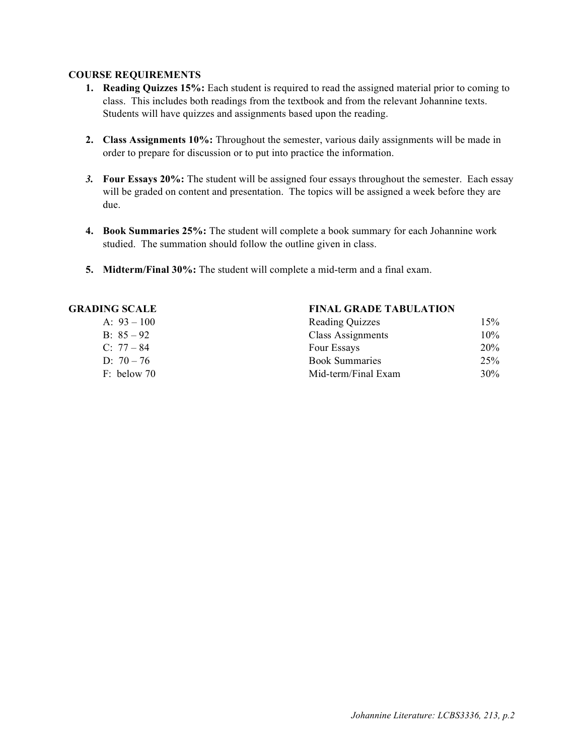**COURSE REQUIREMENTS**

1. **Reading Quizzes 15%:** Each student is required to read the assigned material prior to coming to class. This includes both readings from the textbook and from the relevant Johannine texts. Students will have quizzes and assignments based upon the reading.

2. **Class Assignments 10%:** Throughout the semester, various daily assignments will be made in order to prepare for discussion or to put into practice the information.

3. **Four Essays 20%:** The student will be assigned four essays throughout the semester. Each essay will be graded on content and presentation. The topics will be assigned a week before they are due.

4. **Book Summaries 25%:** The student will complete a book summary for each Johannine work studied. The summation should follow the outline given in class.

5. **Midterm/Final 30%:** The student will complete a mid-term and a final exam.

**GRADING SCALE**

A: 93 – 100
B: 85 – 92
C: 77 – 84
D: 70 – 76
F: below 70

**FINAL GRADE TABULATION**

| Component | Weight |
| --- | --- |
| Reading Quizzes | 15% |
| Class Assignments | 10% |
| Four Essays | 20% |
| Book Summaries | 25% |
| Mid-term/Final Exam | 30% |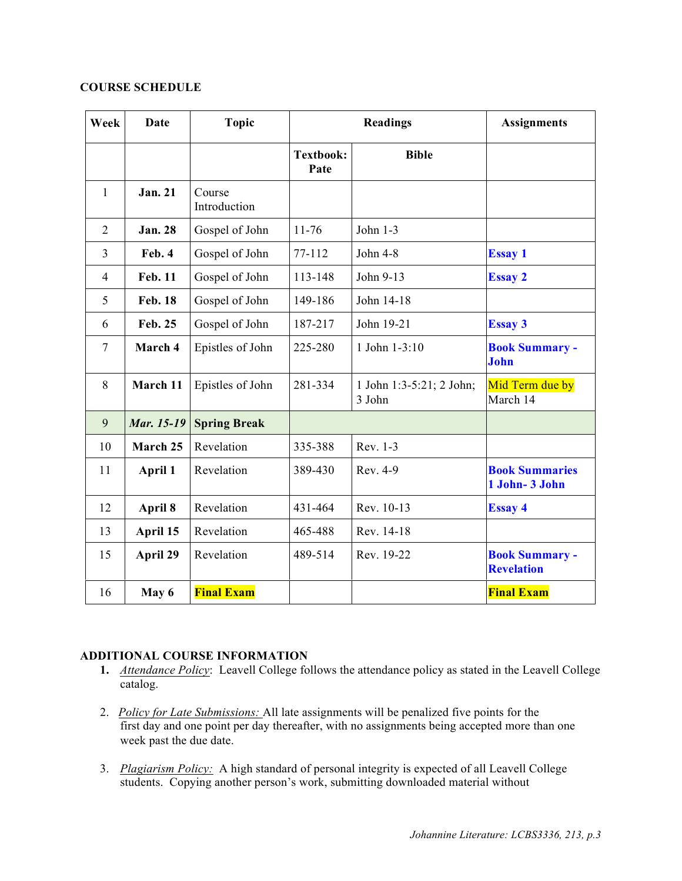**COURSE SCHEDULE**

| Week | Date | Topic | Readings | | Assignments |
|---|---|---|---|---|---|
| | | | Textbook: Pate | Bible | |
| 1 | **Jan. 21** | Course Introduction | | | |
| 2 | **Jan. 28** | Gospel of John | 11-76 | John 1-3 | |
| 3 | **Feb. 4** | Gospel of John | 77-112 | John 4-8 | **Essay 1** |
| 4 | **Feb. 11** | Gospel of John | 113-148 | John 9-13 | **Essay 2** |
| 5 | **Feb. 18** | Gospel of John | 149-186 | John 14-18 | |
| 6 | **Feb. 25** | Gospel of John | 187-217 | John 19-21 | **Essay 3** |
| 7 | **March 4** | Epistles of John | 225-280 | 1 John 1-3:10 | **Book Summary - John** |
| 8 | **March 11** | Epistles of John | 281-334 | 1 John 1:3-5:21; 2 John; 3 John | Mid Term due by March 14 |
| 9 | ***Mar. 15-19*** | **Spring Break** | | | |
| 10 | **March 25** | Revelation | 335-388 | Rev. 1-3 | |
| 11 | **April 1** | Revelation | 389-430 | Rev. 4-9 | **Book Summaries 1 John- 3 John** |
| 12 | **April 8** | Revelation | 431-464 | Rev. 10-13 | **Essay 4** |
| 13 | **April 15** | Revelation | 465-488 | Rev. 14-18 | |
| 15 | **April 29** | Revelation | 489-514 | Rev. 19-22 | **Book Summary - Revelation** |
| 16 | **May 6** | **Final Exam** | | | **Final Exam** |

**ADDITIONAL COURSE INFORMATION**

1. *Attendance Policy*: Leavell College follows the attendance policy as stated in the Leavell College catalog.

2. *Policy for Late Submissions:* All late assignments will be penalized five points for the first day and one point per day thereafter, with no assignments being accepted more than one week past the due date.

3. *Plagiarism Policy:* A high standard of personal integrity is expected of all Leavell College students. Copying another person's work, submitting downloaded material without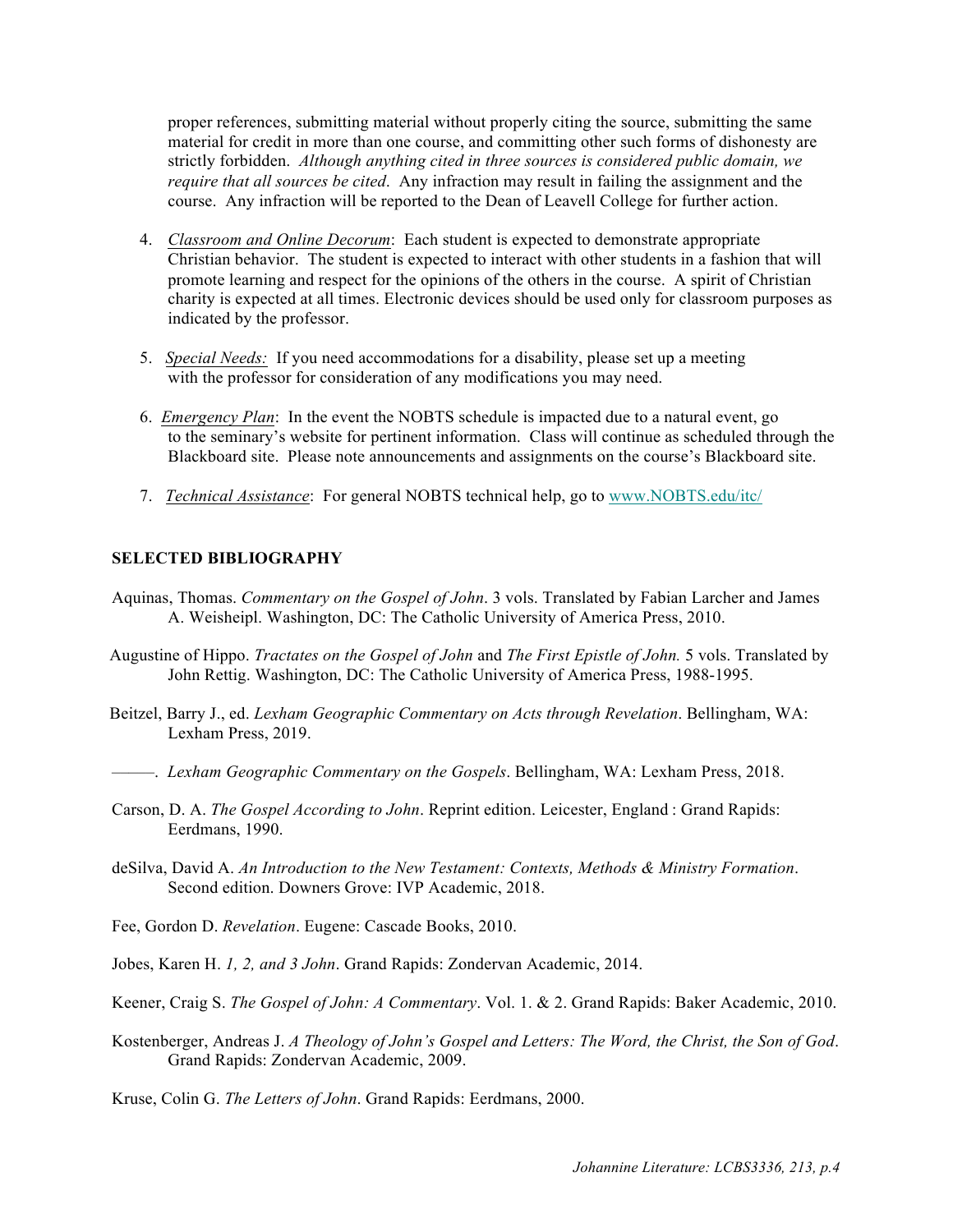proper references, submitting material without properly citing the source, submitting the same material for credit in more than one course, and committing other such forms of dishonesty are strictly forbidden. *Although anything cited in three sources is considered public domain, we require that all sources be cited*. Any infraction may result in failing the assignment and the course. Any infraction will be reported to the Dean of Leavell College for further action.

4. *Classroom and Online Decorum*: Each student is expected to demonstrate appropriate Christian behavior. The student is expected to interact with other students in a fashion that will promote learning and respect for the opinions of the others in the course. A spirit of Christian charity is expected at all times. Electronic devices should be used only for classroom purposes as indicated by the professor.

5. *Special Needs:* If you need accommodations for a disability, please set up a meeting with the professor for consideration of any modifications you may need.

6. *Emergency Plan*: In the event the NOBTS schedule is impacted due to a natural event, go to the seminary's website for pertinent information. Class will continue as scheduled through the Blackboard site. Please note announcements and assignments on the course's Blackboard site.

7. *Technical Assistance*: For general NOBTS technical help, go to www.NOBTS.edu/itc/

## SELECTED BIBLIOGRAPHY

Aquinas, Thomas. *Commentary on the Gospel of John*. 3 vols. Translated by Fabian Larcher and James A. Weisheipl. Washington, DC: The Catholic University of America Press, 2010.

Augustine of Hippo. *Tractates on the Gospel of John* and *The First Epistle of John.* 5 vols. Translated by John Rettig. Washington, DC: The Catholic University of America Press, 1988-1995.

Beitzel, Barry J., ed. *Lexham Geographic Commentary on Acts through Revelation*. Bellingham, WA: Lexham Press, 2019.

———. *Lexham Geographic Commentary on the Gospels*. Bellingham, WA: Lexham Press, 2018.

Carson, D. A. *The Gospel According to John*. Reprint edition. Leicester, England : Grand Rapids: Eerdmans, 1990.

deSilva, David A. *An Introduction to the New Testament: Contexts, Methods & Ministry Formation*. Second edition. Downers Grove: IVP Academic, 2018.

Fee, Gordon D. *Revelation*. Eugene: Cascade Books, 2010.

Jobes, Karen H. *1, 2, and 3 John*. Grand Rapids: Zondervan Academic, 2014.

Keener, Craig S. *The Gospel of John: A Commentary*. Vol. 1. & 2. Grand Rapids: Baker Academic, 2010.

Kostenberger, Andreas J. *A Theology of John's Gospel and Letters: The Word, the Christ, the Son of God*. Grand Rapids: Zondervan Academic, 2009.

Kruse, Colin G. *The Letters of John*. Grand Rapids: Eerdmans, 2000.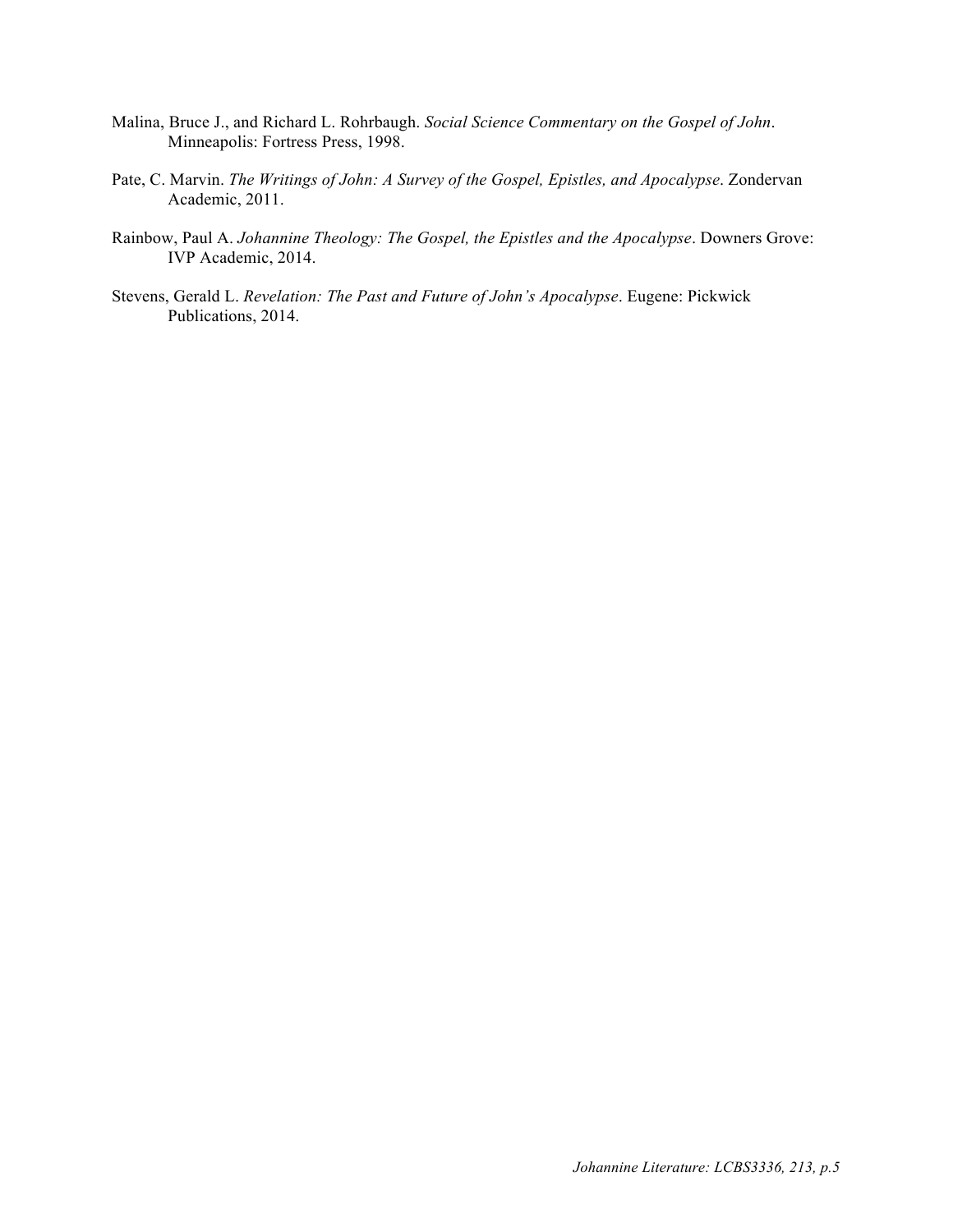Malina, Bruce J., and Richard L. Rohrbaugh. *Social Science Commentary on the Gospel of John*. Minneapolis: Fortress Press, 1998.

Pate, C. Marvin. *The Writings of John: A Survey of the Gospel, Epistles, and Apocalypse*. Zondervan Academic, 2011.

Rainbow, Paul A. *Johannine Theology: The Gospel, the Epistles and the Apocalypse*. Downers Grove: IVP Academic, 2014.

Stevens, Gerald L. *Revelation: The Past and Future of John's Apocalypse*. Eugene: Pickwick Publications, 2014.